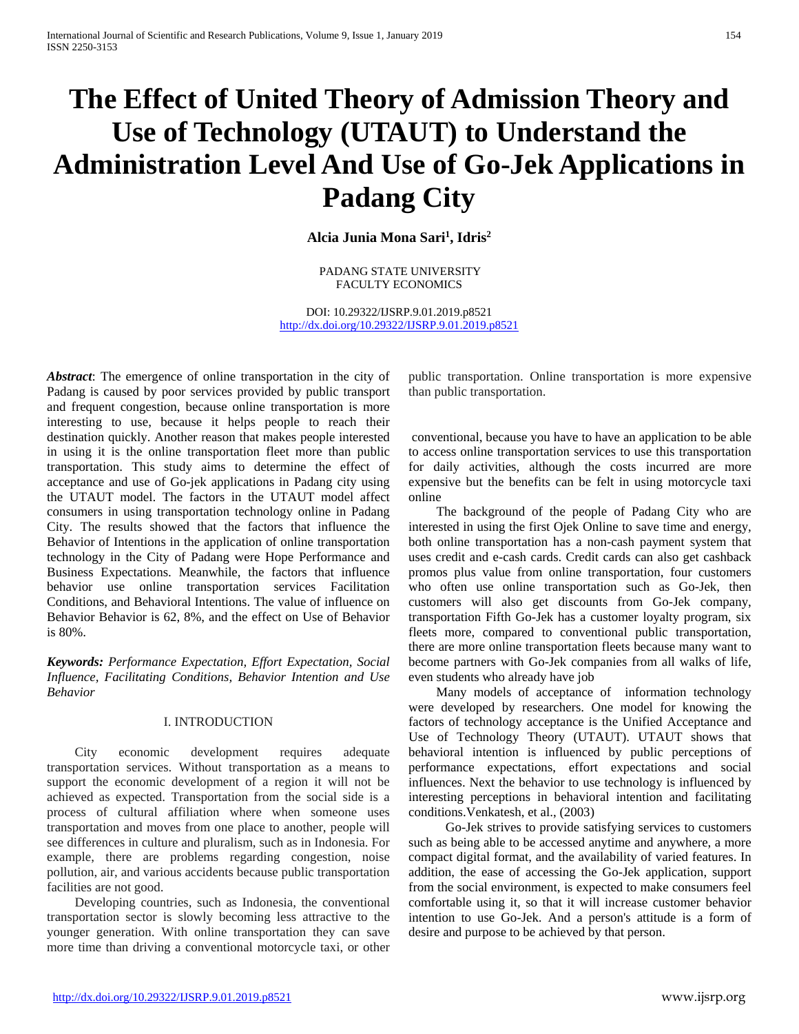# The Effect of United Theory of Admission Theory and Use of Technology (UTAUT) to Understand the Administration Level And Use of Go-Jek Applications in Padang City

**Alcia Junia Mona Sari[1], Idris[2]**

PADANG STATE UNIVERSITY
FACULTY ECONOMICS

DOI: 10.29322/IJSRP.9.01.2019.p8521
http://dx.doi.org/10.29322/IJSRP.9.01.2019.p8521

***Abstract***: The emergence of online transportation in the city of Padang is caused by poor services provided by public transport and frequent congestion, because online transportation is more interesting to use, because it helps people to reach their destination quickly. Another reason that makes people interested in using it is the online transportation fleet more than public transportation. This study aims to determine the effect of acceptance and use of Go-jek applications in Padang city using the UTAUT model. The factors in the UTAUT model affect consumers in using transportation technology online in Padang City. The results showed that the factors that influence the Behavior of Intentions in the application of online transportation technology in the City of Padang were Hope Performance and Business Expectations. Meanwhile, the factors that influence behavior use online transportation services Facilitation Conditions, and Behavioral Intentions. The value of influence on Behavior Behavior is 62, 8%, and the effect on Use of Behavior is 80%.

***Keywords:*** *Performance Expectation, Effort Expectation, Social Influence, Facilitating Conditions, Behavior Intention and Use Behavior*

## I. INTRODUCTION

City economic development requires adequate transportation services. Without transportation as a means to support the economic development of a region it will not be achieved as expected. Transportation from the social side is a process of cultural affiliation where when someone uses transportation and moves from one place to another, people will see differences in culture and pluralism, such as in Indonesia. For example, there are problems regarding congestion, noise pollution, air, and various accidents because public transportation facilities are not good.

Developing countries, such as Indonesia, the conventional transportation sector is slowly becoming less attractive to the younger generation. With online transportation they can save more time than driving a conventional motorcycle taxi, or other public transportation. Online transportation is more expensive than public transportation.

conventional, because you have to have an application to be able to access online transportation services to use this transportation for daily activities, although the costs incurred are more expensive but the benefits can be felt in using motorcycle taxi online

The background of the people of Padang City who are interested in using the first Ojek Online to save time and energy, both online transportation has a non-cash payment system that uses credit and e-cash cards. Credit cards can also get cashback promos plus value from online transportation, four customers who often use online transportation such as Go-Jek, then customers will also get discounts from Go-Jek company, transportation Fifth Go-Jek has a customer loyalty program, six fleets more, compared to conventional public transportation, there are more online transportation fleets because many want to become partners with Go-Jek companies from all walks of life, even students who already have job

Many models of acceptance of information technology were developed by researchers. One model for knowing the factors of technology acceptance is the Unified Acceptance and Use of Technology Theory (UTAUT). UTAUT shows that behavioral intention is influenced by public perceptions of performance expectations, effort expectations and social influences. Next the behavior to use technology is influenced by interesting perceptions in behavioral intention and facilitating conditions.Venkatesh, et al., (2003)

Go-Jek strives to provide satisfying services to customers such as being able to be accessed anytime and anywhere, a more compact digital format, and the availability of varied features. In addition, the ease of accessing the Go-Jek application, support from the social environment, is expected to make consumers feel comfortable using it, so that it will increase customer behavior intention to use Go-Jek. And a person's attitude is a form of desire and purpose to be achieved by that person.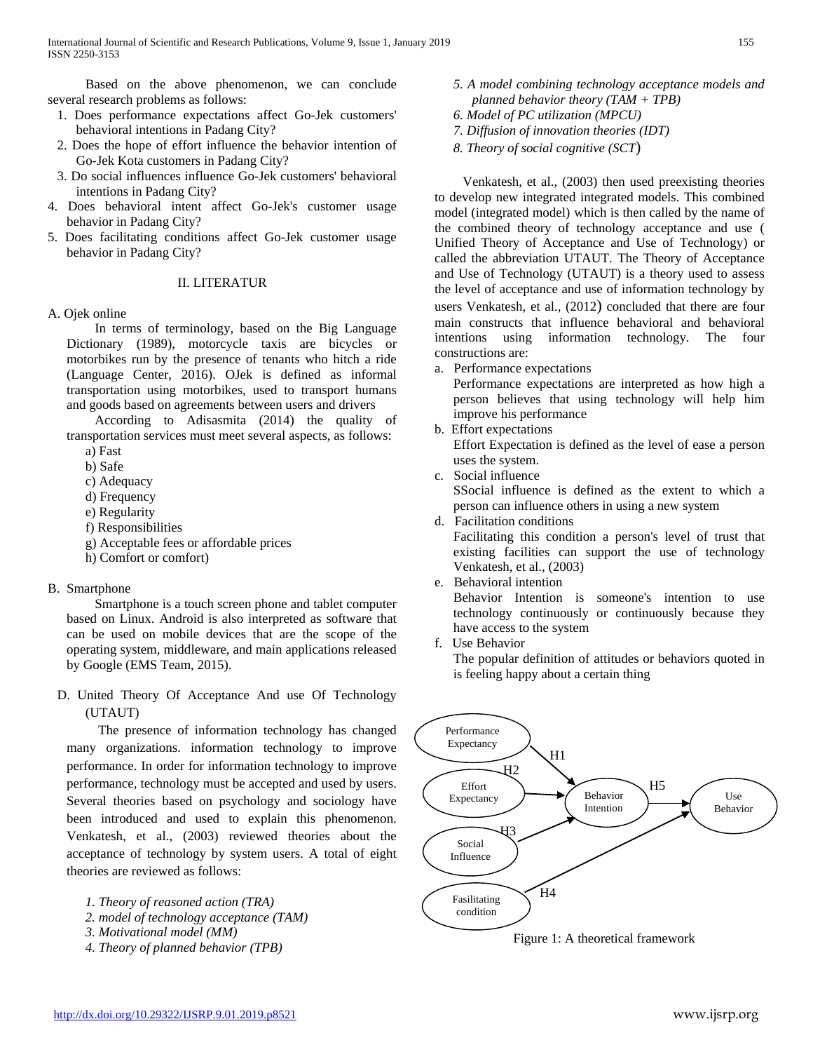Based on the above phenomenon, we can conclude several research problems as follows:

1. Does performance expectations affect Go-Jek customers' behavioral intentions in Padang City?
2. Does the hope of effort influence the behavior intention of Go-Jek Kota customers in Padang City?
3. Do social influences influence Go-Jek customers' behavioral intentions in Padang City?
4. Does behavioral intent affect Go-Jek's customer usage behavior in Padang City?
5. Does facilitating conditions affect Go-Jek customer usage behavior in Padang City?

## II. LITERATUR

### A. Ojek online

In terms of terminology, based on the Big Language Dictionary (1989), motorcycle taxis are bicycles or motorbikes run by the presence of tenants who hitch a ride (Language Center, 2016). OJek is defined as informal transportation using motorbikes, used to transport humans and goods based on agreements between users and drivers

According to Adisasmita (2014) the quality of transportation services must meet several aspects, as follows:

a) Fast
b) Safe
c) Adequacy
d) Frequency
e) Regularity
f) Responsibilities
g) Acceptable fees or affordable prices
h) Comfort or comfort)

### B. Smartphone

Smartphone is a touch screen phone and tablet computer based on Linux. Android is also interpreted as software that can be used on mobile devices that are the scope of the operating system, middleware, and main applications released by Google (EMS Team, 2015).

### D. United Theory Of Acceptance And use Of Technology (UTAUT)

The presence of information technology has changed many organizations. information technology to improve performance. In order for information technology to improve performance, technology must be accepted and used by users. Several theories based on psychology and sociology have been introduced and used to explain this phenomenon. Venkatesh, et al., (2003) reviewed theories about the acceptance of technology by system users. A total of eight theories are reviewed as follows:

1. *Theory of reasoned action (TRA)*
2. *model of technology acceptance (TAM)*
3. *Motivational model (MM)*
4. *Theory of planned behavior (TPB)*
5. *A model combining technology acceptance models and planned behavior theory (TAM + TPB)*
6. *Model of PC utilization (MPCU)*
7. *Diffusion of innovation theories (IDT)*
8. *Theory of social cognitive (SCT)*

Venkatesh, et al., (2003) then used preexisting theories to develop new integrated integrated models. This combined model (integrated model) which is then called by the name of the combined theory of technology acceptance and use ( Unified Theory of Acceptance and Use of Technology) or called the abbreviation UTAUT. The Theory of Acceptance and Use of Technology (UTAUT) is a theory used to assess the level of acceptance and use of information technology by users Venkatesh, et al., (2012) concluded that there are four main constructs that influence behavioral and behavioral intentions using information technology. The four constructions are:

a. Performance expectations
   Performance expectations are interpreted as how high a person believes that using technology will help him improve his performance
b. Effort expectations
   Effort Expectation is defined as the level of ease a person uses the system.
c. Social influence
   SSocial influence is defined as the extent to which a person can influence others in using a new system
d. Facilitation conditions
   Facilitating this condition a person's level of trust that existing facilities can support the use of technology Venkatesh, et al., (2003)
e. Behavioral intention
   Behavior Intention is someone's intention to use technology continuously or continuously because they have access to the system
f. Use Behavior
   The popular definition of attitudes or behaviors quoted in is feeling happy about a certain thing

Figure 1: A theoretical framework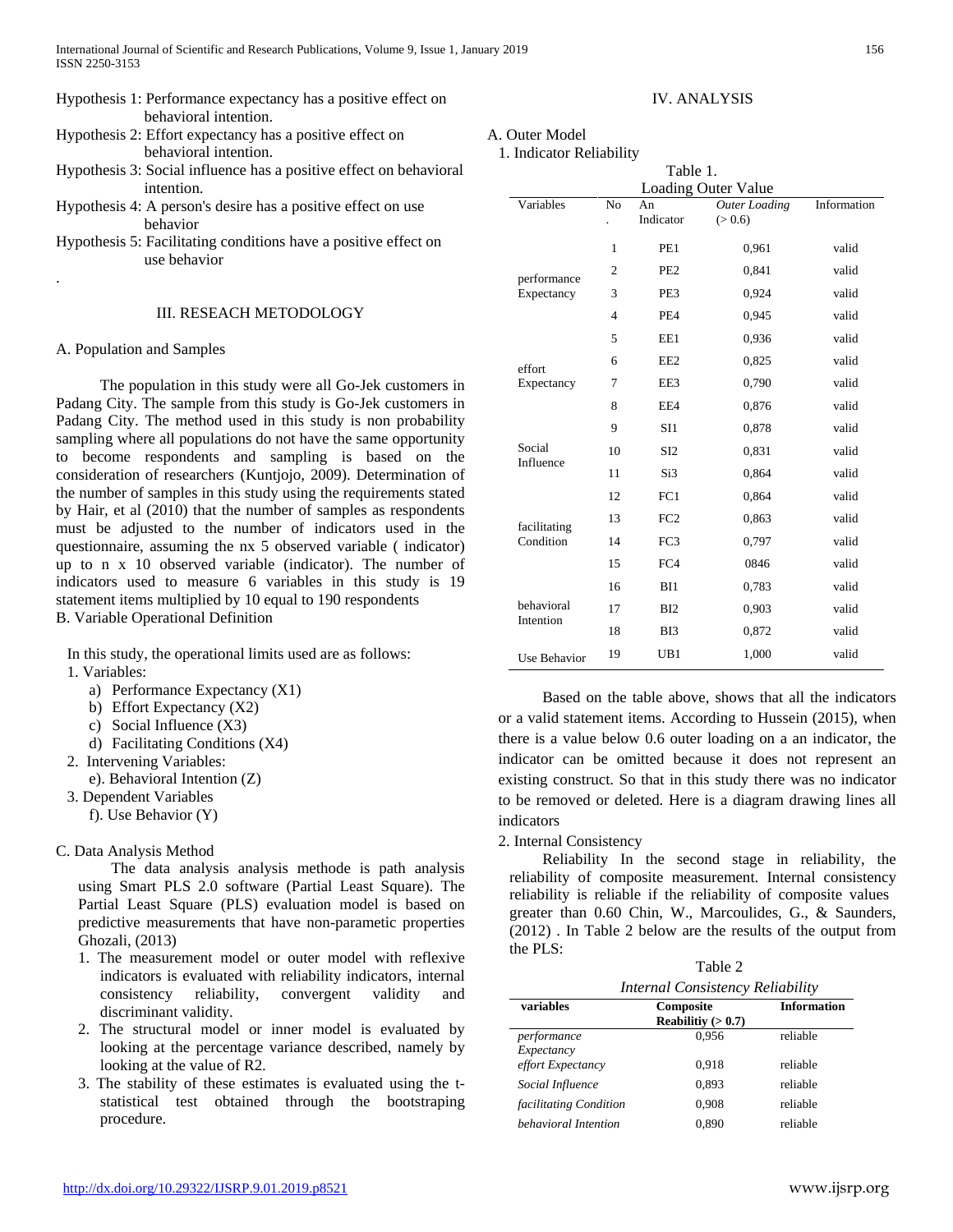Hypothesis 1: Performance expectancy has a positive effect on behavioral intention.

Hypothesis 2: Effort expectancy has a positive effect on behavioral intention.

Hypothesis 3: Social influence has a positive effect on behavioral intention.

Hypothesis 4: A person's desire has a positive effect on use behavior

Hypothesis 5: Facilitating conditions have a positive effect on use behavior

.

## III. RESEACH METODOLOGY

### A. Population and Samples

The population in this study were all Go-Jek customers in Padang City. The sample from this study is Go-Jek customers in Padang City. The method used in this study is non probability sampling where all populations do not have the same opportunity to become respondents and sampling is based on the consideration of researchers (Kuntjojo, 2009). Determination of the number of samples in this study using the requirements stated by Hair, et al (2010) that the number of samples as respondents must be adjusted to the number of indicators used in the questionnaire, assuming the nx 5 observed variable ( indicator) up to n x 10 observed variable (indicator). The number of indicators used to measure 6 variables in this study is 19 statement items multiplied by 10 equal to 190 respondents

### B. Variable Operational Definition

In this study, the operational limits used are as follows:

1. Variables:
   a) Performance Expectancy (X1)
   b) Effort Expectancy (X2)
   c) Social Influence (X3)
   d) Facilitating Conditions (X4)
2. Intervening Variables:
   e). Behavioral Intention (Z)
3. Dependent Variables
   f). Use Behavior (Y)

### C. Data Analysis Method

The data analysis analysis methode is path analysis using Smart PLS 2.0 software (Partial Least Square). The Partial Least Square (PLS) evaluation model is based on predictive measurements that have non-parametic properties Ghozali, (2013)

1. The measurement model or outer model with reflexive indicators is evaluated with reliability indicators, internal consistency reliability, convergent validity and discriminant validity.
2. The structural model or inner model is evaluated by looking at the percentage variance described, namely by looking at the value of R2.
3. The stability of these estimates is evaluated using the t-statistical test obtained through the bootstraping procedure.

## IV. ANALYSIS

### A. Outer Model

#### 1. Indicator Reliability

Table 1.
Loading Outer Value

| Variables | No. | An Indicator | *Outer Loading* (> 0.6) | Information |
|---|---|---|---|---|
| performance Expectancy | 1 | PE1 | 0,961 | valid |
| | 2 | PE2 | 0,841 | valid |
| | 3 | PE3 | 0,924 | valid |
| | 4 | PE4 | 0,945 | valid |
| effort Expectancy | 5 | EE1 | 0,936 | valid |
| | 6 | EE2 | 0,825 | valid |
| | 7 | EE3 | 0,790 | valid |
| | 8 | EE4 | 0,876 | valid |
| Social Influence | 9 | SI1 | 0,878 | valid |
| | 10 | SI2 | 0,831 | valid |
| | 11 | Si3 | 0,864 | valid |
| facilitating Condition | 12 | FC1 | 0,864 | valid |
| | 13 | FC2 | 0,863 | valid |
| | 14 | FC3 | 0,797 | valid |
| | 15 | FC4 | 0846 | valid |
| behavioral Intention | 16 | BI1 | 0,783 | valid |
| | 17 | BI2 | 0,903 | valid |
| | 18 | BI3 | 0,872 | valid |
| Use Behavior | 19 | UB1 | 1,000 | valid |

Based on the table above, shows that all the indicators or a valid statement items. According to Hussein (2015), when there is a value below 0.6 outer loading on a an indicator, the indicator can be omitted because it does not represent an existing construct. So that in this study there was no indicator to be removed or deleted. Here is a diagram drawing lines all indicators

#### 2. Internal Consistency

Reliability In the second stage in reliability, the reliability of composite measurement. Internal consistency reliability is reliable if the reliability of composite values greater than 0.60 Chin, W., Marcoulides, G., & Saunders, (2012) . In Table 2 below are the results of the output from the PLS:

Table 2
*Internal Consistency Reliability*

| **variables** | **Composite Reabilitiy (> 0.7)** | **Information** |
|---|---|---|
| *performance Expectancy* | 0,956 | reliable |
| *effort Expectancy* | 0,918 | reliable |
| *Social Influence* | 0,893 | reliable |
| *facilitating Condition* | 0,908 | reliable |
| *behavioral Intention* | 0,890 | reliable |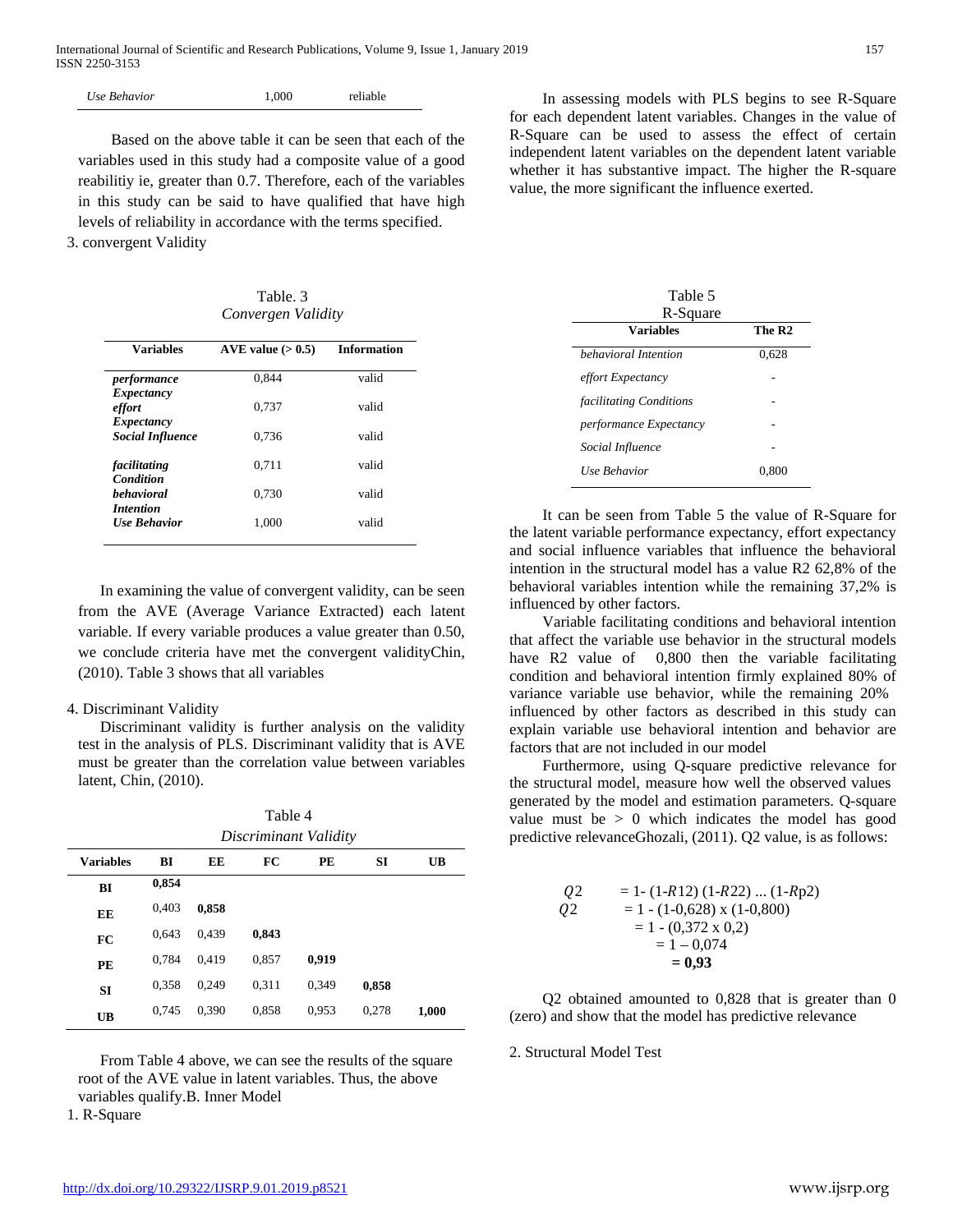| Use Behavior | 1,000 | reliable |
|---|---|---|

Based on the above table it can be seen that each of the variables used in this study had a composite value of a good reabilitiy ie, greater than 0.7. Therefore, each of the variables in this study can be said to have qualified that have high levels of reliability in accordance with the terms specified.

3. convergent Validity

Table. 3
*Convergen Validity*

| Variables | AVE value (> 0.5) | Information |
|---|---|---|
| ***performance Expectancy*** | 0,844 | valid |
| ***effort Expectancy*** | 0,737 | valid |
| ***Social Influence*** | 0,736 | valid |
| ***facilitating Condition*** | 0,711 | valid |
| ***behavioral Intention*** | 0,730 | valid |
| ***Use Behavior*** | 1,000 | valid |

In examining the value of convergent validity, can be seen from the AVE (Average Variance Extracted) each latent variable. If every variable produces a value greater than 0.50, we conclude criteria have met the convergent validityChin, (2010). Table 3 shows that all variables

4. Discriminant Validity

Discriminant validity is further analysis on the validity test in the analysis of PLS. Discriminant validity that is AVE must be greater than the correlation value between variables latent, Chin, (2010).

Table 4
*Discriminant Validity*

| Variables | BI | EE | FC | PE | SI | UB |
|---|---|---|---|---|---|---|
| **BI** | **0,854** | | | | | |
| **EE** | 0,403 | **0,858** | | | | |
| **FC** | 0,643 | 0,439 | **0,843** | | | |
| **PE** | 0,784 | 0,419 | 0,857 | **0,919** | | |
| **SI** | 0,358 | 0,249 | 0,311 | 0,349 | **0,858** | |
| **UB** | 0,745 | 0,390 | 0,858 | 0,953 | 0,278 | **1,000** |

From Table 4 above, we can see the results of the square root of the AVE value in latent variables. Thus, the above variables qualify.B. Inner Model

1. R-Square

In assessing models with PLS begins to see R-Square for each dependent latent variables. Changes in the value of R-Square can be used to assess the effect of certain independent latent variables on the dependent latent variable whether it has substantive impact. The higher the R-square value, the more significant the influence exerted.

Table 5
R-Square

| Variables | The R2 |
|---|---|
| *behavioral Intention* | 0,628 |
| *effort Expectancy* | - |
| *facilitating Conditions* | - |
| *performance Expectancy* | - |
| *Social Influence* | - |
| *Use Behavior* | 0,800 |

It can be seen from Table 5 the value of R-Square for the latent variable performance expectancy, effort expectancy and social influence variables that influence the behavioral intention in the structural model has a value R2 62,8% of the behavioral variables intention while the remaining 37,2% is influenced by other factors.

Variable facilitating conditions and behavioral intention that affect the variable use behavior in the structural models have R2 value of 0,800 then the variable facilitating condition and behavioral intention firmly explained 80% of variance variable use behavior, while the remaining 20% influenced by other factors as described in this study can explain variable use behavioral intention and behavior are factors that are not included in our model

Furthermore, using Q-square predictive relevance for the structural model, measure how well the observed values generated by the model and estimation parameters. Q-square value must be > 0 which indicates the model has good predictive relevanceGhozali, (2011). Q2 value, is as follows:

$$
\begin{aligned}
Q2 &= 1\text{- } (1\text{-}R12)\ (1\text{-}R22)\ \ldots\ (1\text{-}Rp2) \\
Q2 &= 1 - (1\text{-}0{,}628) \times (1\text{-}0{,}800) \\
&= 1 - (0{,}372 \times 0{,}2) \\
&= 1 - 0{,}074 \\
&= \mathbf{0{,}93}
\end{aligned}
$$

Q2 obtained amounted to 0,828 that is greater than 0 (zero) and show that the model has predictive relevance

2. Structural Model Test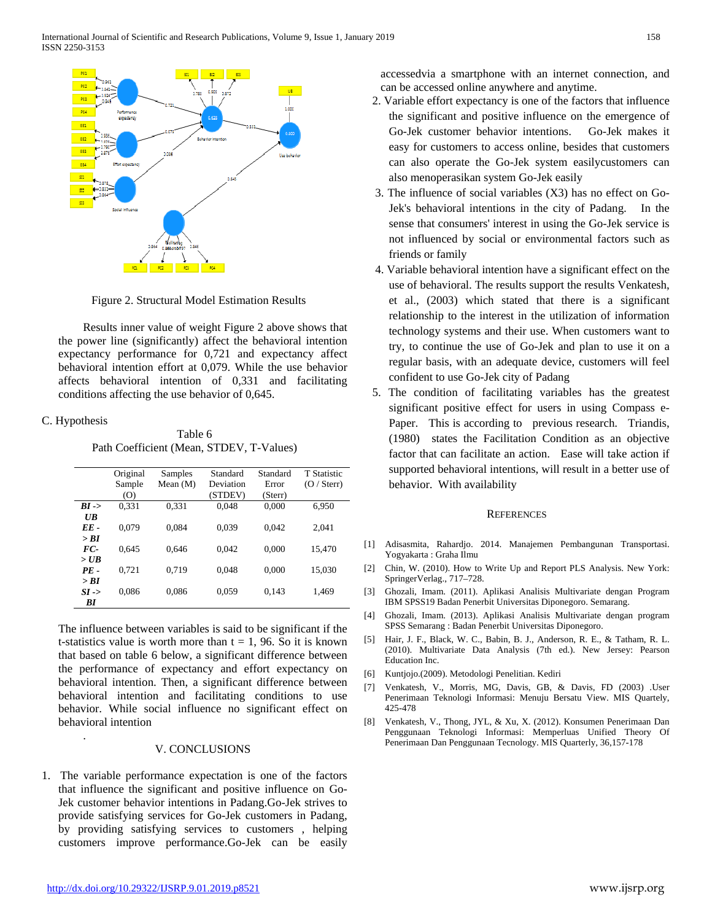Figure 2. Structural Model Estimation Results

Results inner value of weight Figure 2 above shows that the power line (significantly) affect the behavioral intention expectancy performance for 0,721 and expectancy affect behavioral intention effort at 0,079. While the use behavior affects behavioral intention of 0,331 and facilitating conditions affecting the use behavior of 0,645.

C. Hypothesis

Table 6
Path Coefficient (Mean, STDEV, T-Values)

| | Original Sample (O) | Samples Mean (M) | Standard Deviation (STDEV) | Standard Error (Sterr) | T Statistic (O / Sterr) |
|---|---|---|---|---|---|
| ***BI -> UB*** | 0,331 | 0,331 | 0,048 | 0,000 | 6,950 |
| ***EE -> BI*** | 0,079 | 0,084 | 0,039 | 0,042 | 2,041 |
| ***FC-> UB*** | 0,645 | 0,646 | 0,042 | 0,000 | 15,470 |
| ***PE -> BI*** | 0,721 | 0,719 | 0,048 | 0,000 | 15,030 |
| ***SI -> BI*** | 0,086 | 0,086 | 0,059 | 0,143 | 1,469 |

The influence between variables is said to be significant if the t-statistics value is worth more than t = 1, 96. So it is known that based on table 6 below, a significant difference between the performance of expectancy and effort expectancy on behavioral intention. Then, a significant difference between behavioral intention and facilitating conditions to use behavior. While social influence no significant effect on behavioral intention

.

## V. CONCLUSIONS

1. The variable performance expectation is one of the factors that influence the significant and positive influence on Go-Jek customer behavior intentions in Padang.Go-Jek strives to provide satisfying services for Go-Jek customers in Padang, by providing satisfying services to customers , helping customers improve performance.Go-Jek can be easily accessedvia a smartphone with an internet connection, and can be accessed online anywhere and anytime.
2. Variable effort expectancy is one of the factors that influence the significant and positive influence on the emergence of Go-Jek customer behavior intentions. Go-Jek makes it easy for customers to access online, besides that customers can also operate the Go-Jek system easilycustomers can also menoperasikan sistem Go-Jek easily
3. The influence of social variables (X3) has no effect on Go-Jek's behavioral intentions in the city of Padang. In the sense that consumers' interest in using the Go-Jek service is not influenced by social or environmental factors such as friends or family
4. Variable behavioral intention have a significant effect on the use of behavioral. The results support the results Venkatesh, et al., (2003) which stated that there is a significant relationship to the interest in the utilization of information technology systems and their use. When customers want to try, to continue the use of Go-Jek and plan to use it on a regular basis, with an adequate device, customers will feel confident to use Go-Jek city of Padang
5. The condition of facilitating variables has the greatest significant positive effect for users in using Compass e-Paper. This is according to previous research. Triandis, (1980) states the Facilitation Condition as an objective factor that can facilitate an action. Ease will take action if supported behavioral intentions, will result in a better use of behavior. With availability

## REFERENCES

[1] Adisasmita, Rahardjo. 2014. Manajemen Pembangunan Transportasi. Yogyakarta : Graha Ilmu

[2] Chin, W. (2010). How to Write Up and Report PLS Analysis. New York: SpringerVerlag., 717–728.

[3] Ghozali, Imam. (2011). Aplikasi Analisis Multivariate dengan Program IBM SPSS19 Badan Penerbit Universitas Diponegoro. Semarang.

[4] Ghozali, Imam. (2013). Aplikasi Analisis Multivariate dengan program SPSS Semarang : Badan Penerbit Universitas Diponegoro.

[5] Hair, J. F., Black, W. C., Babin, B. J., Anderson, R. E., & Tatham, R. L. (2010). Multivariate Data Analysis (7th ed.). New Jersey: Pearson Education Inc.

[6] Kuntjojo.(2009). Metodologi Penelitian. Kediri

[7] Venkatesh, V., Morris, MG, Davis, GB, & Davis, FD (2003) .User Penerimaan Teknologi Informasi: Menuju Bersatu View. MIS Quartely, 425-478

[8] Venkatesh, V., Thong, JYL, & Xu, X. (2012). Konsumen Penerimaan Dan Penggunaan Teknologi Informasi: Memperluas Unified Theory Of Penerimaan Dan Penggunaan Tecnology. MIS Quarterly, 36,157-178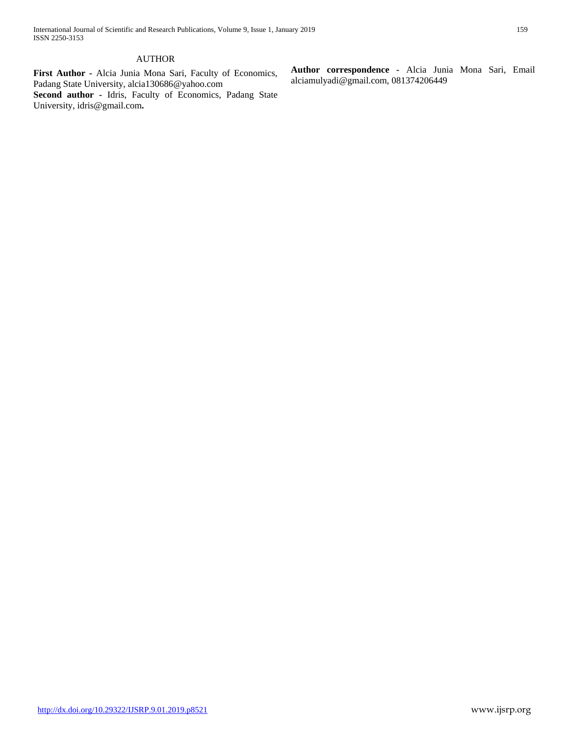## AUTHOR

**First Author** - Alcia Junia Mona Sari, Faculty of Economics, Padang State University, alcia130686@yahoo.com

**Second author** - Idris, Faculty of Economics, Padang State University, idris@gmail.com**.**

**Author correspondence** - Alcia Junia Mona Sari, Email alciamulyadi@gmail.com, 081374206449